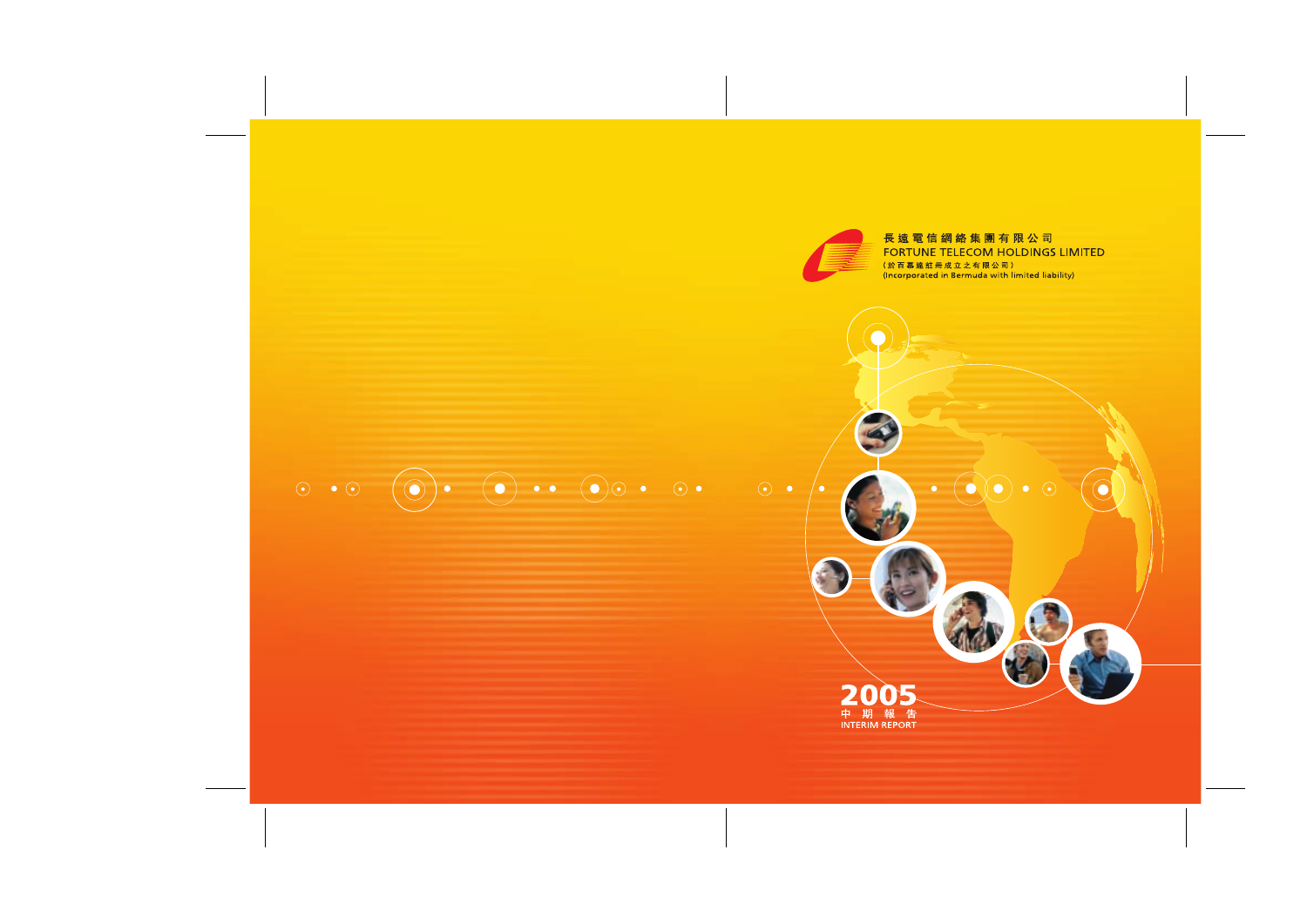長遠電信網絡集團有限公司

FORTUNE TELECOM HOLDINGS LIMITED

（於百慕達註冊成立之有限公司）

(Incorporated in Bermuda with limited liability)

# 2005

## 中期報告

## INTERIM REPORT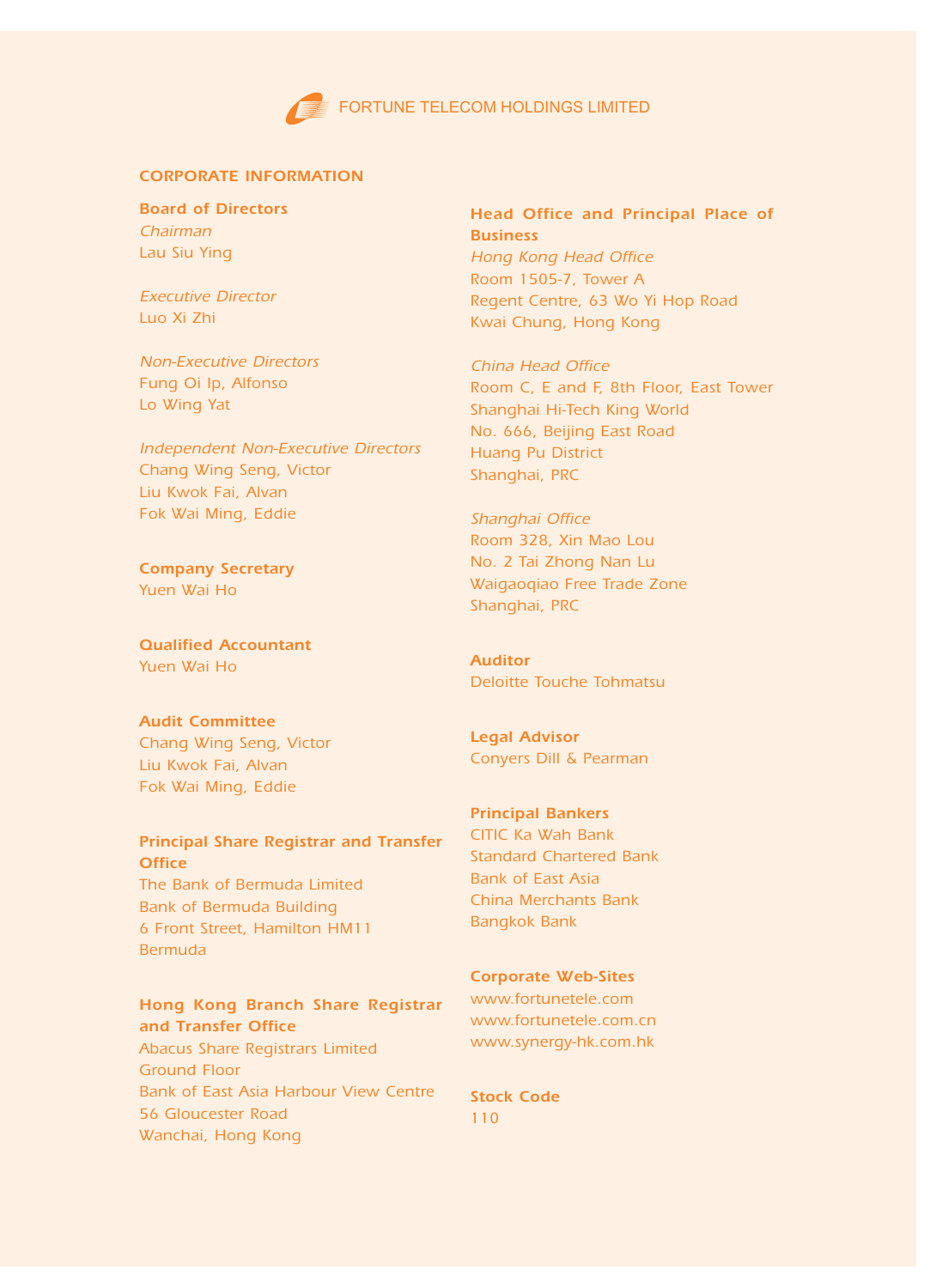FORTUNE TELECOM HOLDINGS LIMITED

## CORPORATE INFORMATION

**Board of Directors**

*Chairman*
Lau Siu Ying

*Executive Director*
Luo Xi Zhi

*Non-Executive Directors*
Fung Oi Ip, Alfonso
Lo Wing Yat

*Independent Non-Executive Directors*
Chang Wing Seng, Victor
Liu Kwok Fai, Alvan
Fok Wai Ming, Eddie

**Company Secretary**
Yuen Wai Ho

**Qualified Accountant**
Yuen Wai Ho

**Audit Committee**
Chang Wing Seng, Victor
Liu Kwok Fai, Alvan
Fok Wai Ming, Eddie

**Principal Share Registrar and Transfer Office**
The Bank of Bermuda Limited
Bank of Bermuda Building
6 Front Street, Hamilton HM11
Bermuda

**Hong Kong Branch Share Registrar and Transfer Office**
Abacus Share Registrars Limited
Ground Floor
Bank of East Asia Harbour View Centre
56 Gloucester Road
Wanchai, Hong Kong

**Head Office and Principal Place of Business**

*Hong Kong Head Office*
Room 1505-7, Tower A
Regent Centre, 63 Wo Yi Hop Road
Kwai Chung, Hong Kong

*China Head Office*
Room C, E and F, 8th Floor, East Tower
Shanghai Hi-Tech King World
No. 666, Beijing East Road
Huang Pu District
Shanghai, PRC

*Shanghai Office*
Room 328, Xin Mao Lou
No. 2 Tai Zhong Nan Lu
Waigaoqiao Free Trade Zone
Shanghai, PRC

**Auditor**
Deloitte Touche Tohmatsu

**Legal Advisor**
Conyers Dill & Pearman

**Principal Bankers**
CITIC Ka Wah Bank
Standard Chartered Bank
Bank of East Asia
China Merchants Bank
Bangkok Bank

**Corporate Web-Sites**
www.fortunetele.com
www.fortunetele.com.cn
www.synergy-hk.com.hk

**Stock Code**
110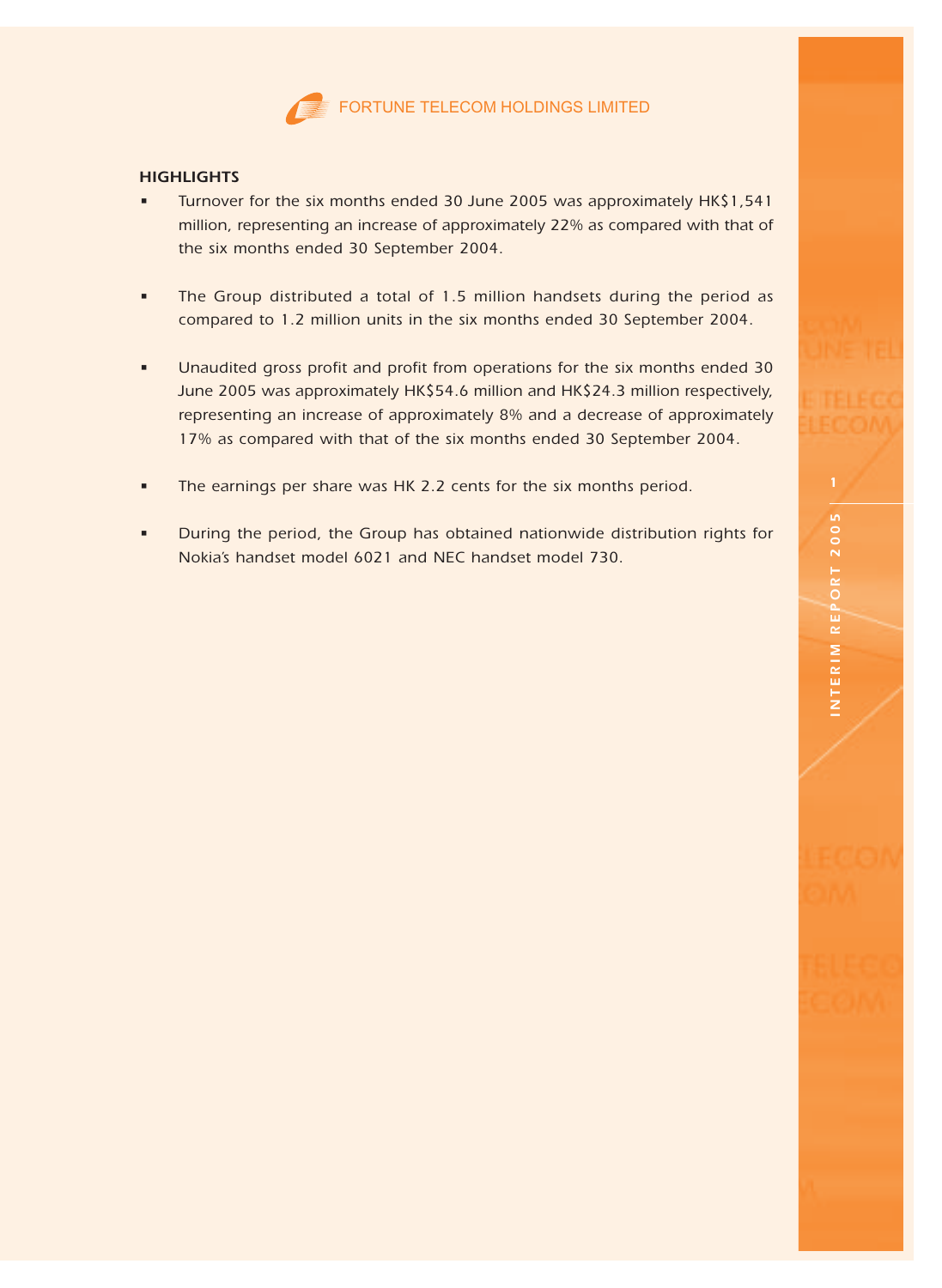## HIGHLIGHTS

- Turnover for the six months ended 30 June 2005 was approximately HK$1,541 million, representing an increase of approximately 22% as compared with that of the six months ended 30 September 2004.

- The Group distributed a total of 1.5 million handsets during the period as compared to 1.2 million units in the six months ended 30 September 2004.

- Unaudited gross profit and profit from operations for the six months ended 30 June 2005 was approximately HK$54.6 million and HK$24.3 million respectively, representing an increase of approximately 8% and a decrease of approximately 17% as compared with that of the six months ended 30 September 2004.

- The earnings per share was HK 2.2 cents for the six months period.

- During the period, the Group has obtained nationwide distribution rights for Nokia's handset model 6021 and NEC handset model 730.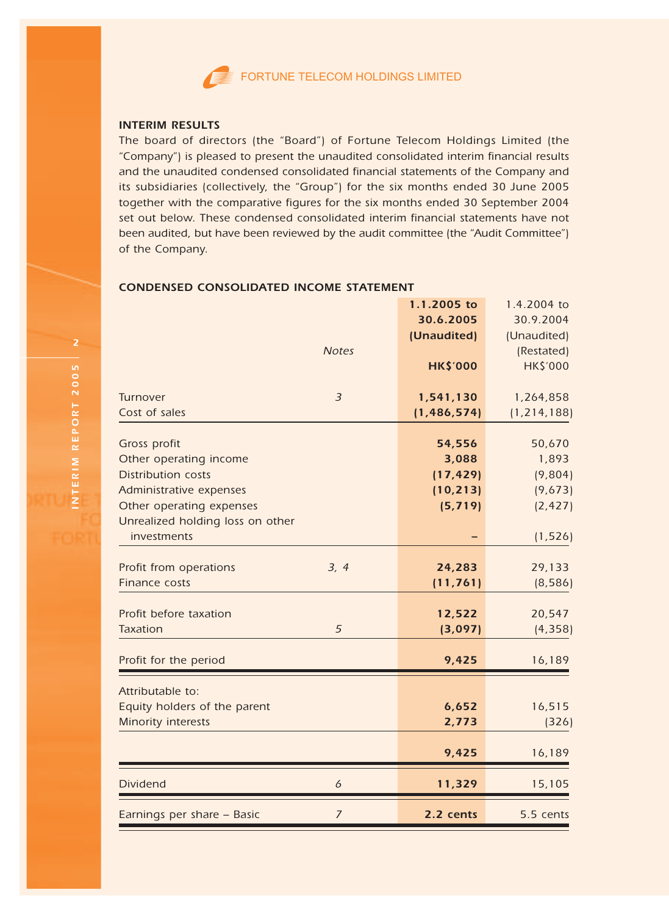FORTUNE TELECOM HOLDINGS LIMITED

## INTERIM RESULTS

The board of directors (the "Board") of Fortune Telecom Holdings Limited (the "Company") is pleased to present the unaudited consolidated interim financial results and the unaudited condensed consolidated financial statements of the Company and its subsidiaries (collectively, the "Group") for the six months ended 30 June 2005 together with the comparative figures for the six months ended 30 September 2004 set out below. These condensed consolidated interim financial statements have not been audited, but have been reviewed by the audit committee (the "Audit Committee") of the Company.

## CONDENSED CONSOLIDATED INCOME STATEMENT

| | *Notes* | **1.1.2005 to 30.6.2005 (Unaudited) HK$'000** | 1.4.2004 to 30.9.2004 (Unaudited) (Restated) HK$'000 |
|---|---|---|---|
| Turnover | *3* | **1,541,130** | 1,264,858 |
| Cost of sales | | **(1,486,574)** | (1,214,188) |
| Gross profit | | **54,556** | 50,670 |
| Other operating income | | **3,088** | 1,893 |
| Distribution costs | | **(17,429)** | (9,804) |
| Administrative expenses | | **(10,213)** | (9,673) |
| Other operating expenses | | **(5,719)** | (2,427) |
| Unrealized holding loss on other investments | | **–** | (1,526) |
| Profit from operations | *3, 4* | **24,283** | 29,133 |
| Finance costs | | **(11,761)** | (8,586) |
| Profit before taxation | | **12,522** | 20,547 |
| Taxation | *5* | **(3,097)** | (4,358) |
| Profit for the period | | **9,425** | 16,189 |
| Attributable to: | | | |
| Equity holders of the parent | | **6,652** | 16,515 |
| Minority interests | | **2,773** | (326) |
| | | **9,425** | 16,189 |
| Dividend | *6* | **11,329** | 15,105 |
| Earnings per share – Basic | *7* | **2.2 cents** | 5.5 cents |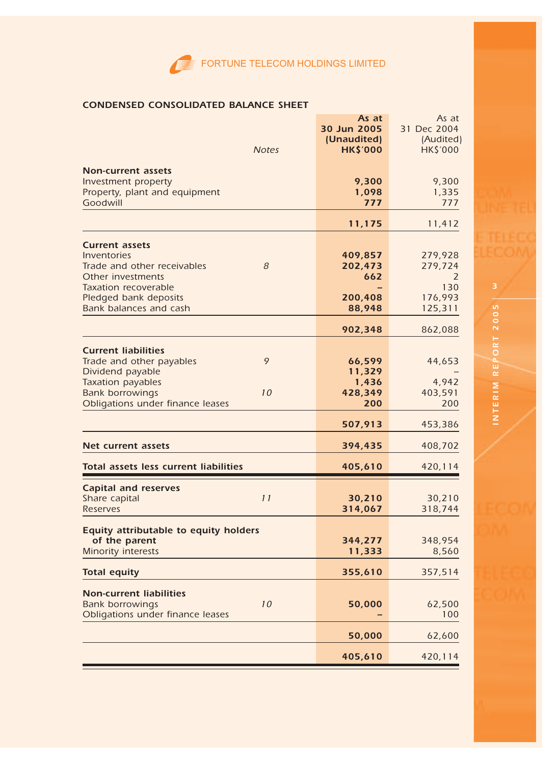FORTUNE TELECOM HOLDINGS LIMITED

## CONDENSED CONSOLIDATED BALANCE SHEET

| | Notes | As at 30 Jun 2005 (Unaudited) HK$'000 | As at 31 Dec 2004 (Audited) HK$'000 |
|---|---|---|---|
| **Non-current assets** | | | |
| Investment property | | **9,300** | 9,300 |
| Property, plant and equipment | | **1,098** | 1,335 |
| Goodwill | | **777** | 777 |
| | | **11,175** | 11,412 |
| **Current assets** | | | |
| Inventories | | **409,857** | 279,928 |
| Trade and other receivables | 8 | **202,473** | 279,724 |
| Other investments | | **662** | 2 |
| Taxation recoverable | | **–** | 130 |
| Pledged bank deposits | | **200,408** | 176,993 |
| Bank balances and cash | | **88,948** | 125,311 |
| | | **902,348** | 862,088 |
| **Current liabilities** | | | |
| Trade and other payables | 9 | **66,599** | 44,653 |
| Dividend payable | | **11,329** | – |
| Taxation payables | | **1,436** | 4,942 |
| Bank borrowings | 10 | **428,349** | 403,591 |
| Obligations under finance leases | | **200** | 200 |
| | | **507,913** | 453,386 |
| **Net current assets** | | **394,435** | 408,702 |
| **Total assets less current liabilities** | | **405,610** | 420,114 |
| **Capital and reserves** | | | |
| Share capital | 11 | **30,210** | 30,210 |
| Reserves | | **314,067** | 318,744 |
| **Equity attributable to equity holders of the parent** | | **344,277** | 348,954 |
| Minority interests | | **11,333** | 8,560 |
| **Total equity** | | **355,610** | 357,514 |
| **Non-current liabilities** | | | |
| Bank borrowings | 10 | **50,000** | 62,500 |
| Obligations under finance leases | | **–** | 100 |
| | | **50,000** | 62,600 |
| | | **405,610** | 420,114 |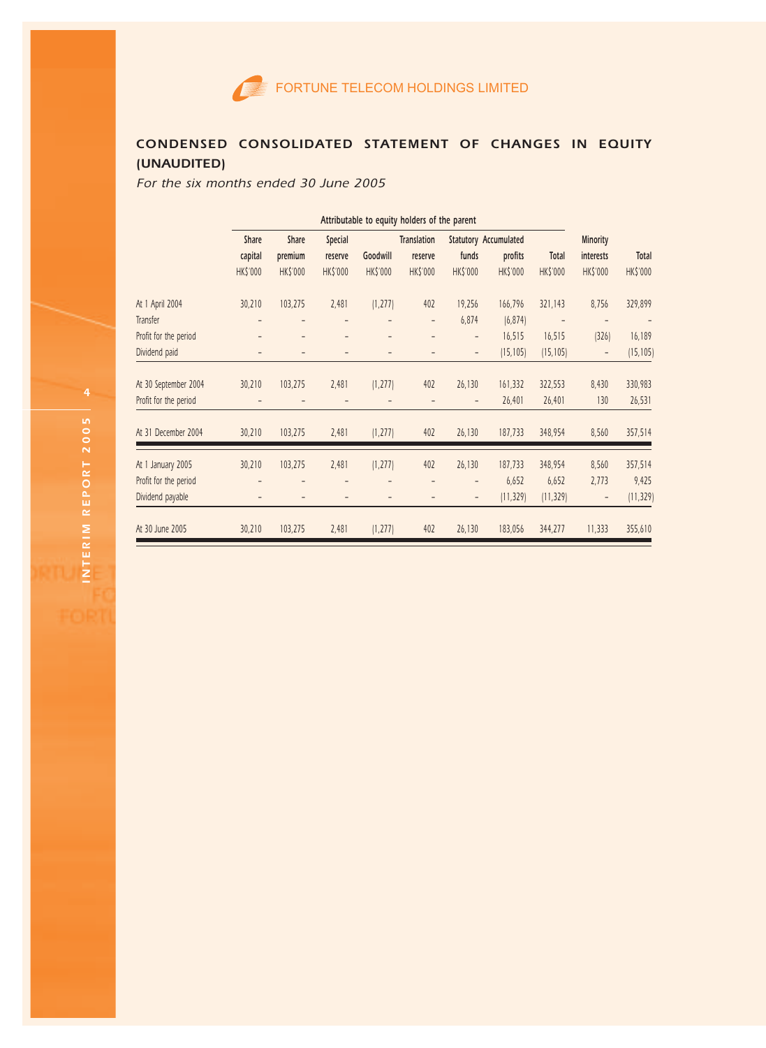## CONDENSED CONSOLIDATED STATEMENT OF CHANGES IN EQUITY (UNAUDITED)

*For the six months ended 30 June 2005*

| | Attributable to equity holders of the parent | | | | | | | | | |
|---|---|---|---|---|---|---|---|---|---|---|
| | Share capital | Share premium | Special reserve | Goodwill | Translation reserve | Statutory funds | Accumulated profits | Total | Minority interests | Total |
| | HK$'000 | HK$'000 | HK$'000 | HK$'000 | HK$'000 | HK$'000 | HK$'000 | HK$'000 | HK$'000 | HK$'000 |
| At 1 April 2004 | 30,210 | 103,275 | 2,481 | (1,277) | 402 | 19,256 | 166,796 | 321,143 | 8,756 | 329,899 |
| Transfer | – | – | – | – | – | 6,874 | (6,874) | – | – | – |
| Profit for the period | – | – | – | – | – | – | 16,515 | 16,515 | (326) | 16,189 |
| Dividend paid | – | – | – | – | – | – | (15,105) | (15,105) | – | (15,105) |
| At 30 September 2004 | 30,210 | 103,275 | 2,481 | (1,277) | 402 | 26,130 | 161,332 | 322,553 | 8,430 | 330,983 |
| Profit for the period | – | – | – | – | – | – | 26,401 | 26,401 | 130 | 26,531 |
| At 31 December 2004 | 30,210 | 103,275 | 2,481 | (1,277) | 402 | 26,130 | 187,733 | 348,954 | 8,560 | 357,514 |
| At 1 January 2005 | 30,210 | 103,275 | 2,481 | (1,277) | 402 | 26,130 | 187,733 | 348,954 | 8,560 | 357,514 |
| Profit for the period | – | – | – | – | – | – | 6,652 | 6,652 | 2,773 | 9,425 |
| Dividend payable | – | – | – | – | – | – | (11,329) | (11,329) | – | (11,329) |
| At 30 June 2005 | 30,210 | 103,275 | 2,481 | (1,277) | 402 | 26,130 | 183,056 | 344,277 | 11,333 | 355,610 |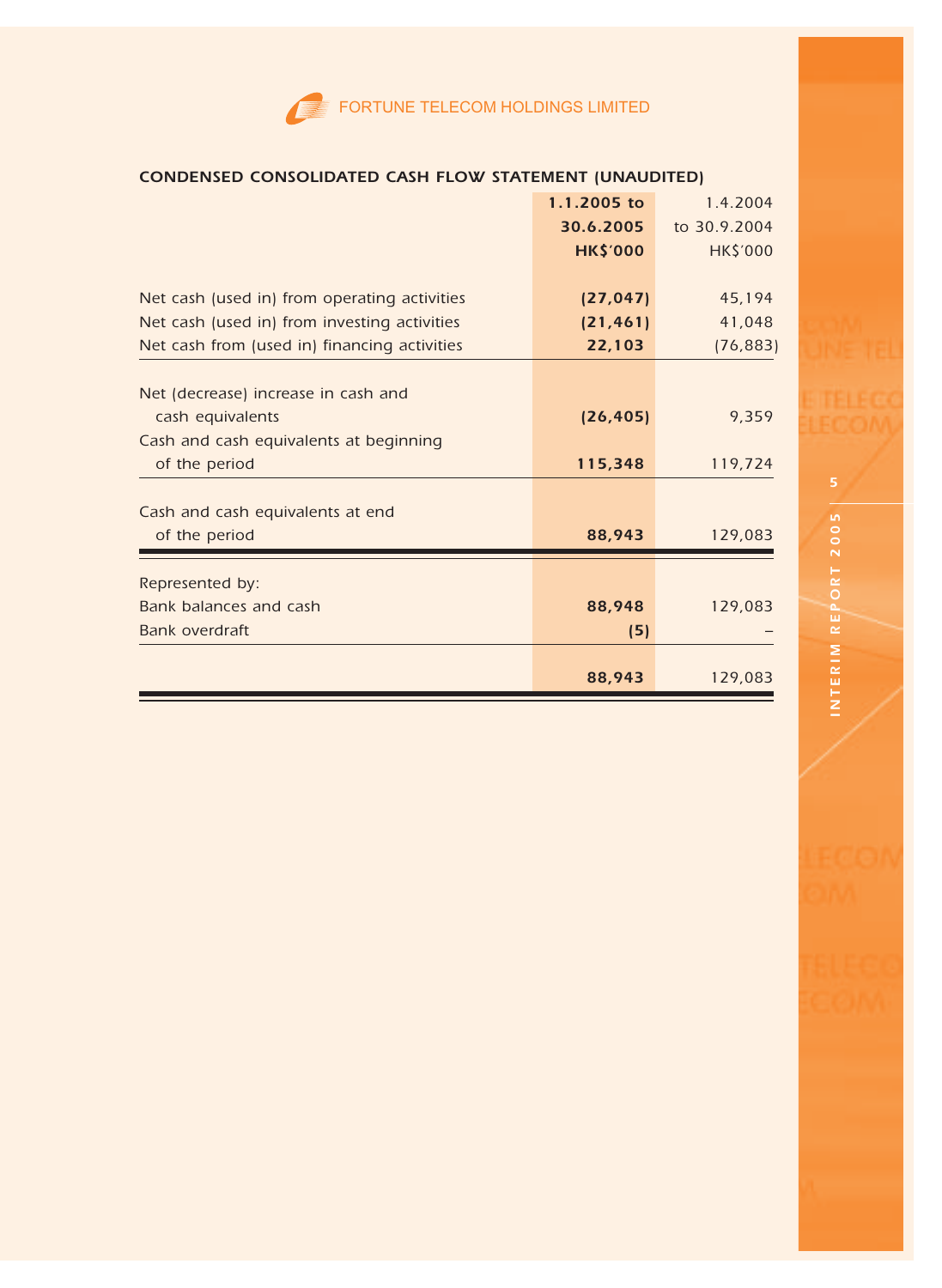## CONDENSED CONSOLIDATED CASH FLOW STATEMENT (UNAUDITED)

| | **1.1.2005 to 30.6.2005 HK$'000** | 1.4.2004 to 30.9.2004 HK$'000 |
|---|---|---|
| Net cash (used in) from operating activities | **(27,047)** | 45,194 |
| Net cash (used in) from investing activities | **(21,461)** | 41,048 |
| Net cash from (used in) financing activities | **22,103** | (76,883) |
| Net (decrease) increase in cash and cash equivalents | **(26,405)** | 9,359 |
| Cash and cash equivalents at beginning of the period | **115,348** | 119,724 |
| Cash and cash equivalents at end of the period | **88,943** | 129,083 |
| Represented by: | | |
| Bank balances and cash | **88,948** | 129,083 |
| Bank overdraft | **(5)** | – |
| | **88,943** | 129,083 |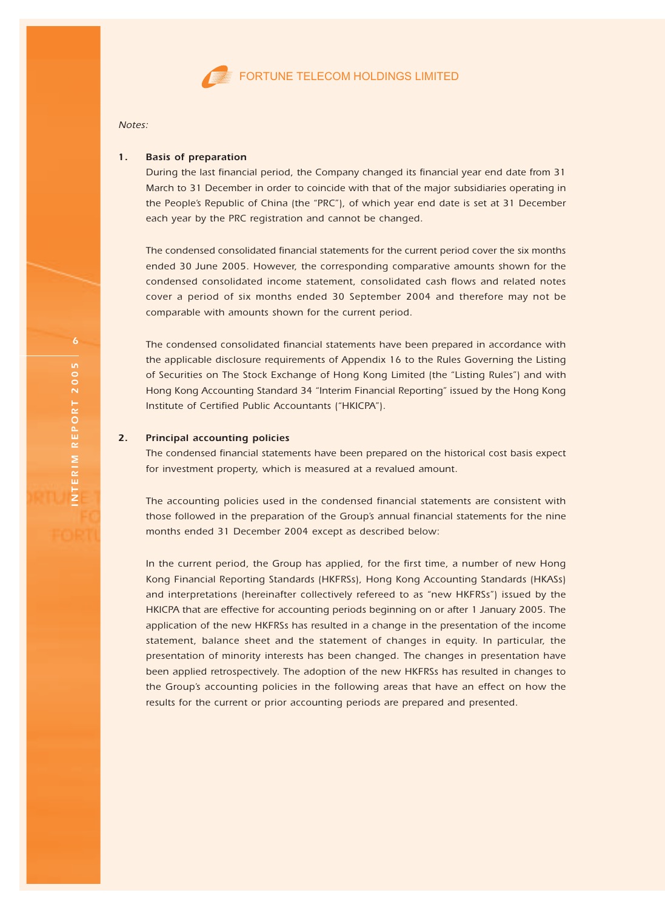*Notes:*

## 1. Basis of preparation

During the last financial period, the Company changed its financial year end date from 31 March to 31 December in order to coincide with that of the major subsidiaries operating in the People's Republic of China (the "PRC"), of which year end date is set at 31 December each year by the PRC registration and cannot be changed.

The condensed consolidated financial statements for the current period cover the six months ended 30 June 2005. However, the corresponding comparative amounts shown for the condensed consolidated income statement, consolidated cash flows and related notes cover a period of six months ended 30 September 2004 and therefore may not be comparable with amounts shown for the current period.

The condensed consolidated financial statements have been prepared in accordance with the applicable disclosure requirements of Appendix 16 to the Rules Governing the Listing of Securities on The Stock Exchange of Hong Kong Limited (the "Listing Rules") and with Hong Kong Accounting Standard 34 "Interim Financial Reporting" issued by the Hong Kong Institute of Certified Public Accountants ("HKICPA").

## 2. Principal accounting policies

The condensed financial statements have been prepared on the historical cost basis expect for investment property, which is measured at a revalued amount.

The accounting policies used in the condensed financial statements are consistent with those followed in the preparation of the Group's annual financial statements for the nine months ended 31 December 2004 except as described below:

In the current period, the Group has applied, for the first time, a number of new Hong Kong Financial Reporting Standards (HKFRSs), Hong Kong Accounting Standards (HKASs) and interpretations (hereinafter collectively refereed to as "new HKFRSs") issued by the HKICPA that are effective for accounting periods beginning on or after 1 January 2005. The application of the new HKFRSs has resulted in a change in the presentation of the income statement, balance sheet and the statement of changes in equity. In particular, the presentation of minority interests has been changed. The changes in presentation have been applied retrospectively. The adoption of the new HKFRSs has resulted in changes to the Group's accounting policies in the following areas that have an effect on how the results for the current or prior accounting periods are prepared and presented.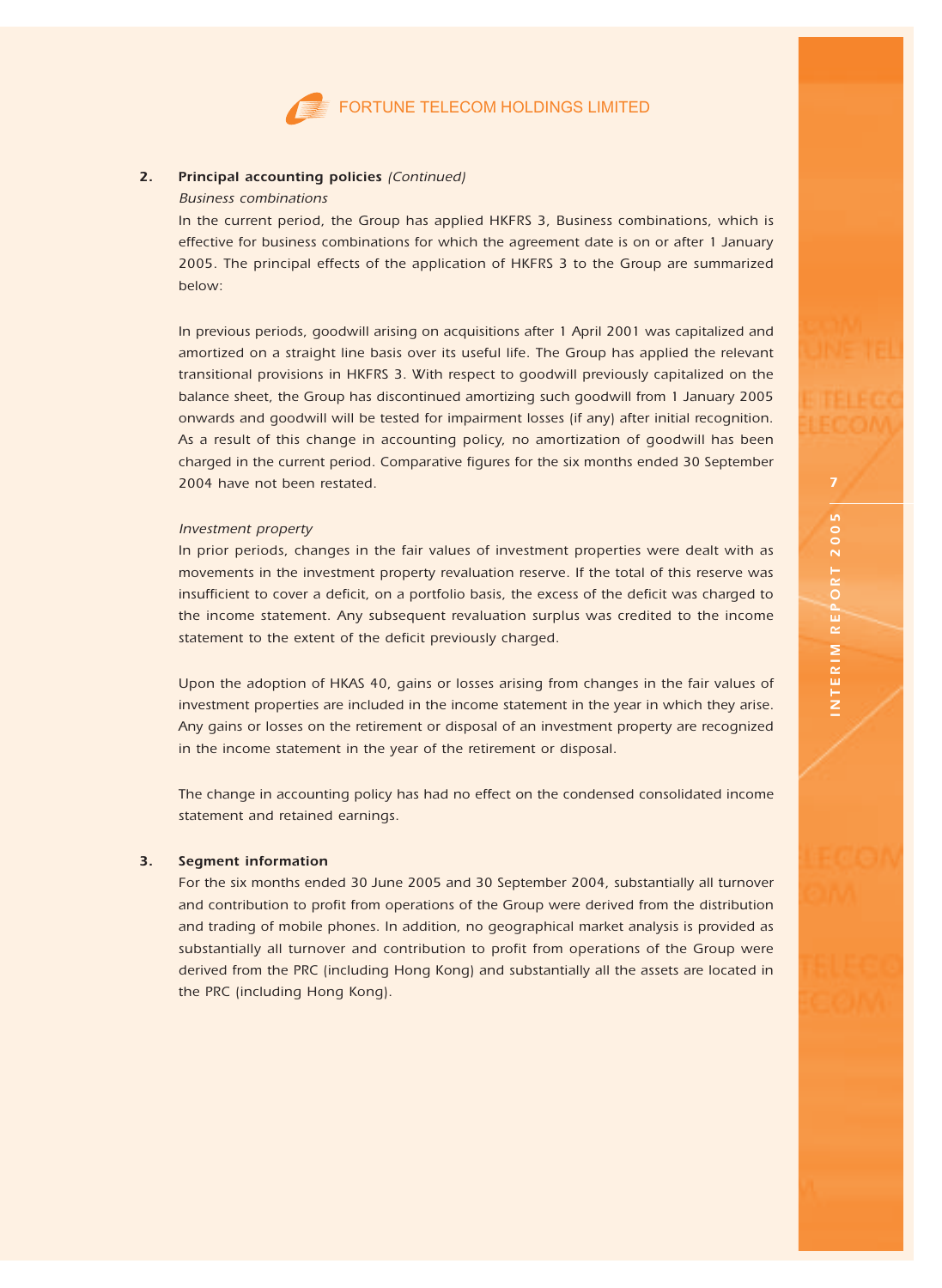## 2. Principal accounting policies *(Continued)*

*Business combinations*

In the current period, the Group has applied HKFRS 3, Business combinations, which is effective for business combinations for which the agreement date is on or after 1 January 2005. The principal effects of the application of HKFRS 3 to the Group are summarized below:

In previous periods, goodwill arising on acquisitions after 1 April 2001 was capitalized and amortized on a straight line basis over its useful life. The Group has applied the relevant transitional provisions in HKFRS 3. With respect to goodwill previously capitalized on the balance sheet, the Group has discontinued amortizing such goodwill from 1 January 2005 onwards and goodwill will be tested for impairment losses (if any) after initial recognition. As a result of this change in accounting policy, no amortization of goodwill has been charged in the current period. Comparative figures for the six months ended 30 September 2004 have not been restated.

*Investment property*

In prior periods, changes in the fair values of investment properties were dealt with as movements in the investment property revaluation reserve. If the total of this reserve was insufficient to cover a deficit, on a portfolio basis, the excess of the deficit was charged to the income statement. Any subsequent revaluation surplus was credited to the income statement to the extent of the deficit previously charged.

Upon the adoption of HKAS 40, gains or losses arising from changes in the fair values of investment properties are included in the income statement in the year in which they arise. Any gains or losses on the retirement or disposal of an investment property are recognized in the income statement in the year of the retirement or disposal.

The change in accounting policy has had no effect on the condensed consolidated income statement and retained earnings.

## 3. Segment information

For the six months ended 30 June 2005 and 30 September 2004, substantially all turnover and contribution to profit from operations of the Group were derived from the distribution and trading of mobile phones. In addition, no geographical market analysis is provided as substantially all turnover and contribution to profit from operations of the Group were derived from the PRC (including Hong Kong) and substantially all the assets are located in the PRC (including Hong Kong).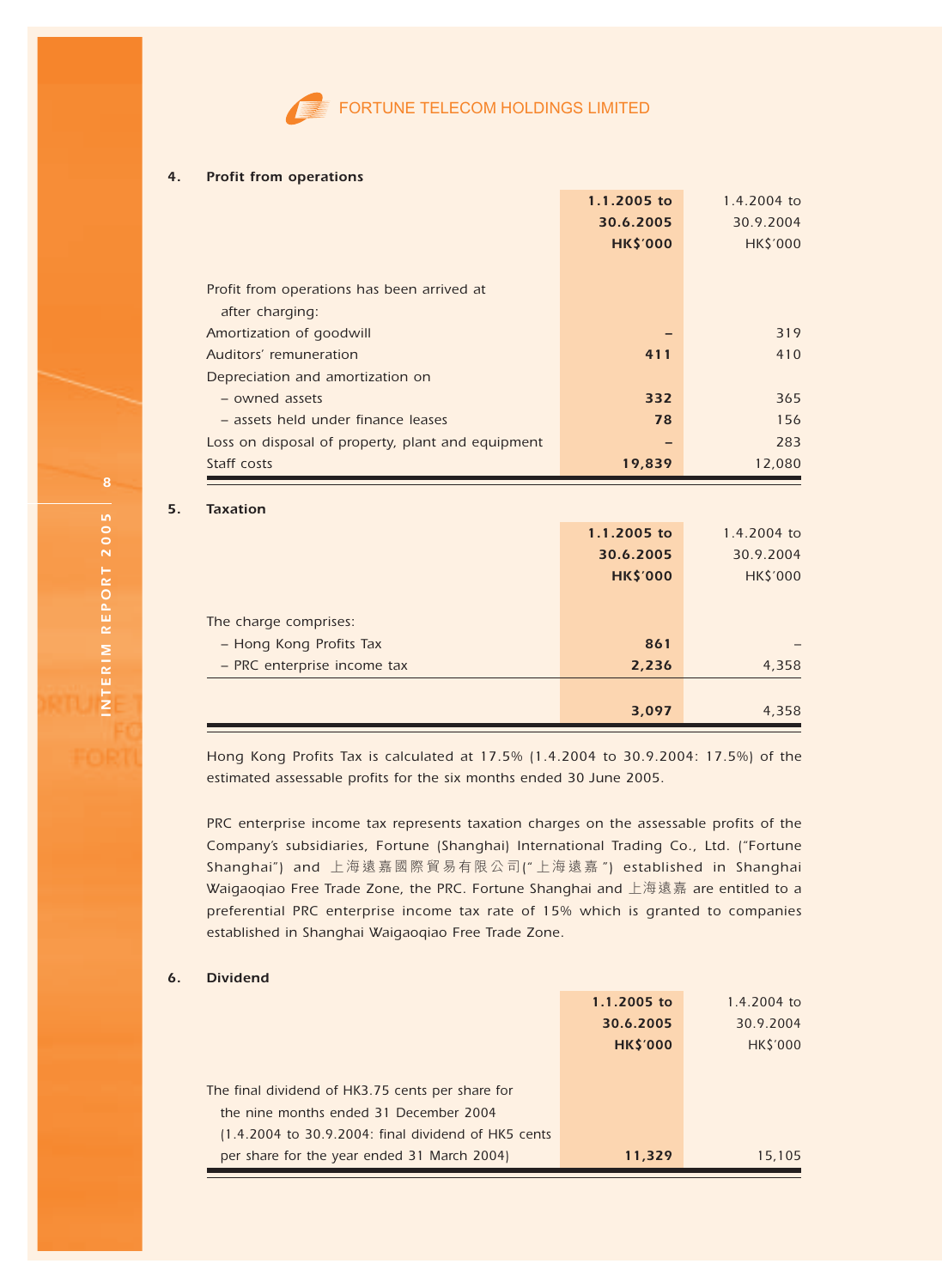## 4. Profit from operations

| | 1.1.2005 to 30.6.2005 HK$'000 | 1.4.2004 to 30.9.2004 HK$'000 |
|---|---|---|
| Profit from operations has been arrived at after charging: | | |
| Amortization of goodwill | – | 319 |
| Auditors' remuneration | 411 | 410 |
| Depreciation and amortization on | | |
| – owned assets | 332 | 365 |
| – assets held under finance leases | 78 | 156 |
| Loss on disposal of property, plant and equipment | – | 283 |
| Staff costs | 19,839 | 12,080 |

## 5. Taxation

| | 1.1.2005 to 30.6.2005 HK$'000 | 1.4.2004 to 30.9.2004 HK$'000 |
|---|---|---|
| The charge comprises: | | |
| – Hong Kong Profits Tax | 861 | – |
| – PRC enterprise income tax | 2,236 | 4,358 |
| | 3,097 | 4,358 |

Hong Kong Profits Tax is calculated at 17.5% (1.4.2004 to 30.9.2004: 17.5%) of the estimated assessable profits for the six months ended 30 June 2005.

PRC enterprise income tax represents taxation charges on the assessable profits of the Company's subsidiaries, Fortune (Shanghai) International Trading Co., Ltd. ("Fortune Shanghai") and 上海遠嘉國際貿易有限公司("上海遠嘉") established in Shanghai Waigaoqiao Free Trade Zone, the PRC. Fortune Shanghai and 上海遠嘉 are entitled to a preferential PRC enterprise income tax rate of 15% which is granted to companies established in Shanghai Waigaoqiao Free Trade Zone.

## 6. Dividend

| | 1.1.2005 to 30.6.2005 HK$'000 | 1.4.2004 to 30.9.2004 HK$'000 |
|---|---|---|
| The final dividend of HK3.75 cents per share for the nine months ended 31 December 2004 (1.4.2004 to 30.9.2004: final dividend of HK5 cents per share for the year ended 31 March 2004) | 11,329 | 15,105 |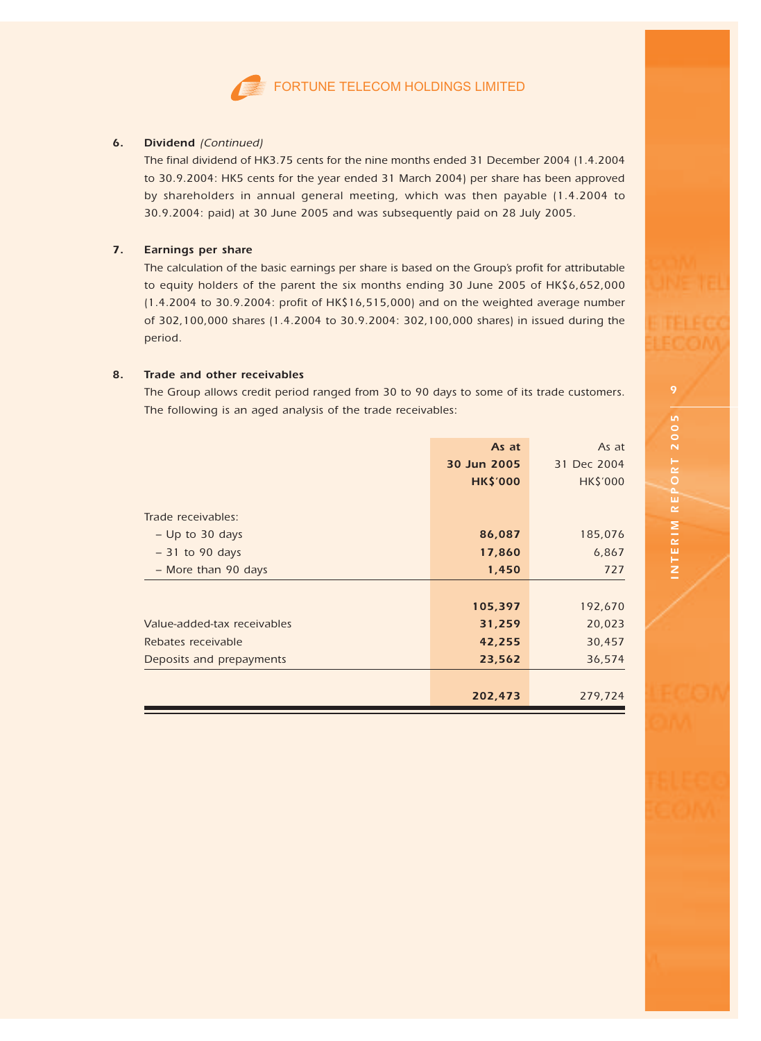### 6. Dividend *(Continued)*

The final dividend of HK3.75 cents for the nine months ended 31 December 2004 (1.4.2004 to 30.9.2004: HK5 cents for the year ended 31 March 2004) per share has been approved by shareholders in annual general meeting, which was then payable (1.4.2004 to 30.9.2004: paid) at 30 June 2005 and was subsequently paid on 28 July 2005.

### 7. Earnings per share

The calculation of the basic earnings per share is based on the Group's profit for attributable to equity holders of the parent the six months ending 30 June 2005 of HK$6,652,000 (1.4.2004 to 30.9.2004: profit of HK$16,515,000) and on the weighted average number of 302,100,000 shares (1.4.2004 to 30.9.2004: 302,100,000 shares) in issued during the period.

### 8. Trade and other receivables

The Group allows credit period ranged from 30 to 90 days to some of its trade customers. The following is an aged analysis of the trade receivables:

| | **As at 30 Jun 2005 HK$'000** | As at 31 Dec 2004 HK$'000 |
|---|---|---|
| Trade receivables: | | |
| – Up to 30 days | **86,087** | 185,076 |
| – 31 to 90 days | **17,860** | 6,867 |
| – More than 90 days | **1,450** | 727 |
| | **105,397** | 192,670 |
| Value-added-tax receivables | **31,259** | 20,023 |
| Rebates receivable | **42,255** | 30,457 |
| Deposits and prepayments | **23,562** | 36,574 |
| | **202,473** | 279,724 |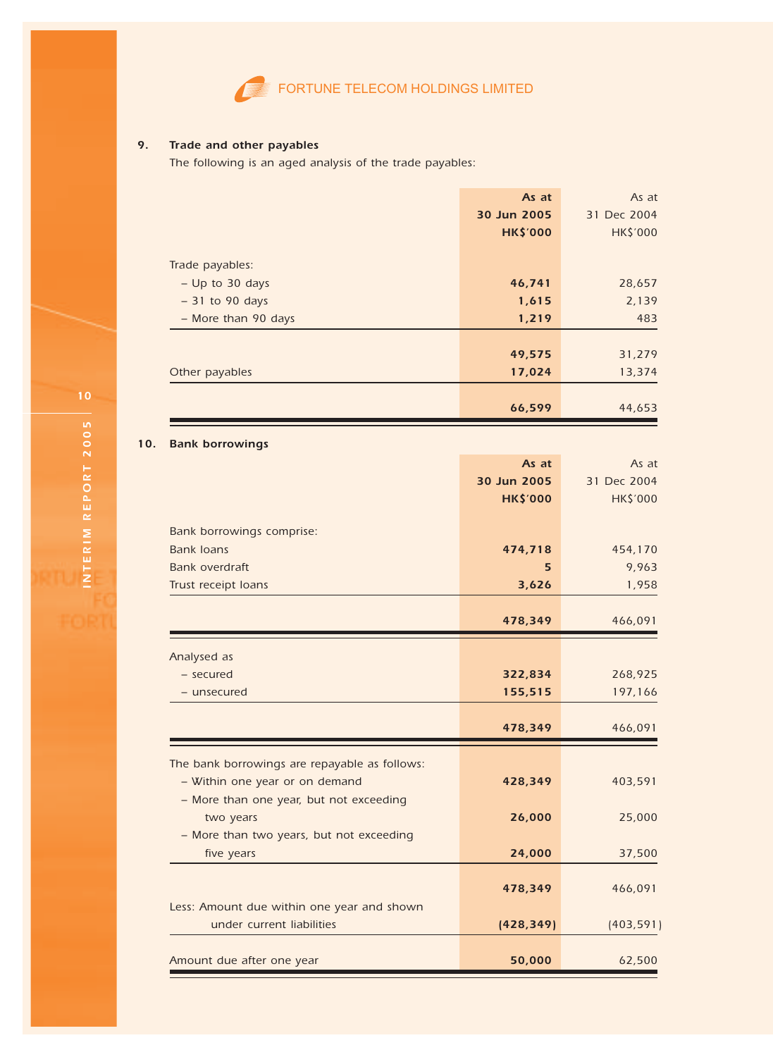## 9. Trade and other payables

The following is an aged analysis of the trade payables:

| | **As at 30 Jun 2005 HK$'000** | As at 31 Dec 2004 HK$'000 |
|---|---|---|
| Trade payables: | | |
| – Up to 30 days | **46,741** | 28,657 |
| – 31 to 90 days | **1,615** | 2,139 |
| – More than 90 days | **1,219** | 483 |
| | **49,575** | 31,279 |
| Other payables | **17,024** | 13,374 |
| | **66,599** | 44,653 |

## 10. Bank borrowings

| | **As at 30 Jun 2005 HK$'000** | As at 31 Dec 2004 HK$'000 |
|---|---|---|
| Bank borrowings comprise: | | |
| Bank loans | **474,718** | 454,170 |
| Bank overdraft | **5** | 9,963 |
| Trust receipt loans | **3,626** | 1,958 |
| | **478,349** | 466,091 |
| Analysed as | | |
| – secured | **322,834** | 268,925 |
| – unsecured | **155,515** | 197,166 |
| | **478,349** | 466,091 |
| The bank borrowings are repayable as follows: | | |
| – Within one year or on demand | **428,349** | 403,591 |
| – More than one year, but not exceeding two years | **26,000** | 25,000 |
| – More than two years, but not exceeding five years | **24,000** | 37,500 |
| | **478,349** | 466,091 |
| Less: Amount due within one year and shown under current liabilities | **(428,349)** | (403,591) |
| Amount due after one year | **50,000** | 62,500 |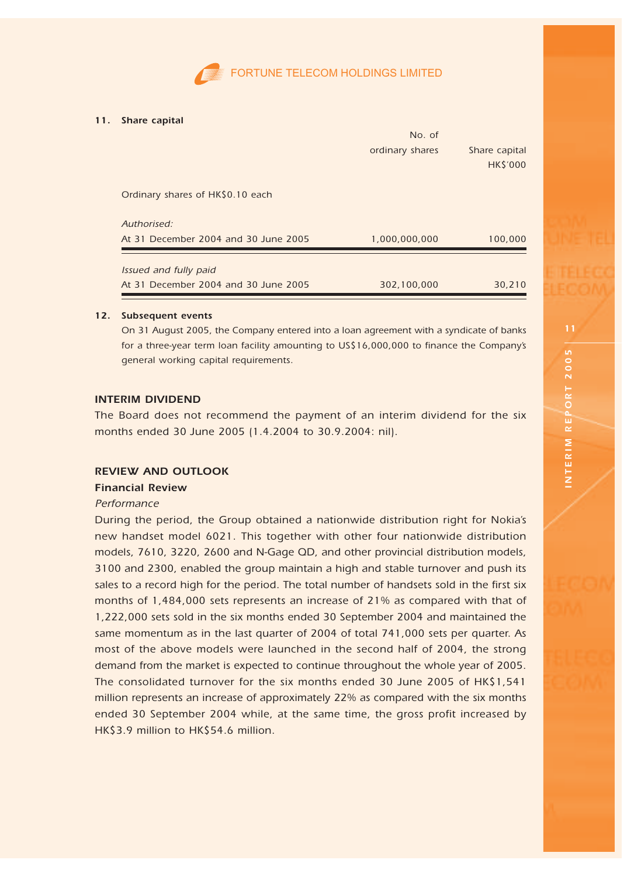**11. Share capital**

| | No. of ordinary shares | Share capital HK$'000 |
|---|---|---|
| Ordinary shares of HK$0.10 each | | |
| *Authorised:* | | |
| At 31 December 2004 and 30 June 2005 | 1,000,000,000 | 100,000 |
| *Issued and fully paid* | | |
| At 31 December 2004 and 30 June 2005 | 302,100,000 | 30,210 |

**12. Subsequent events**

On 31 August 2005, the Company entered into a loan agreement with a syndicate of banks for a three-year term loan facility amounting to US$16,000,000 to finance the Company's general working capital requirements.

## INTERIM DIVIDEND

The Board does not recommend the payment of an interim dividend for the six months ended 30 June 2005 (1.4.2004 to 30.9.2004: nil).

## REVIEW AND OUTLOOK

### Financial Review

*Performance*

During the period, the Group obtained a nationwide distribution right for Nokia's new handset model 6021. This together with other four nationwide distribution models, 7610, 3220, 2600 and N-Gage QD, and other provincial distribution models, 3100 and 2300, enabled the group maintain a high and stable turnover and push its sales to a record high for the period. The total number of handsets sold in the first six months of 1,484,000 sets represents an increase of 21% as compared with that of 1,222,000 sets sold in the six months ended 30 September 2004 and maintained the same momentum as in the last quarter of 2004 of total 741,000 sets per quarter. As most of the above models were launched in the second half of 2004, the strong demand from the market is expected to continue throughout the whole year of 2005. The consolidated turnover for the six months ended 30 June 2005 of HK$1,541 million represents an increase of approximately 22% as compared with the six months ended 30 September 2004 while, at the same time, the gross profit increased by HK$3.9 million to HK$54.6 million.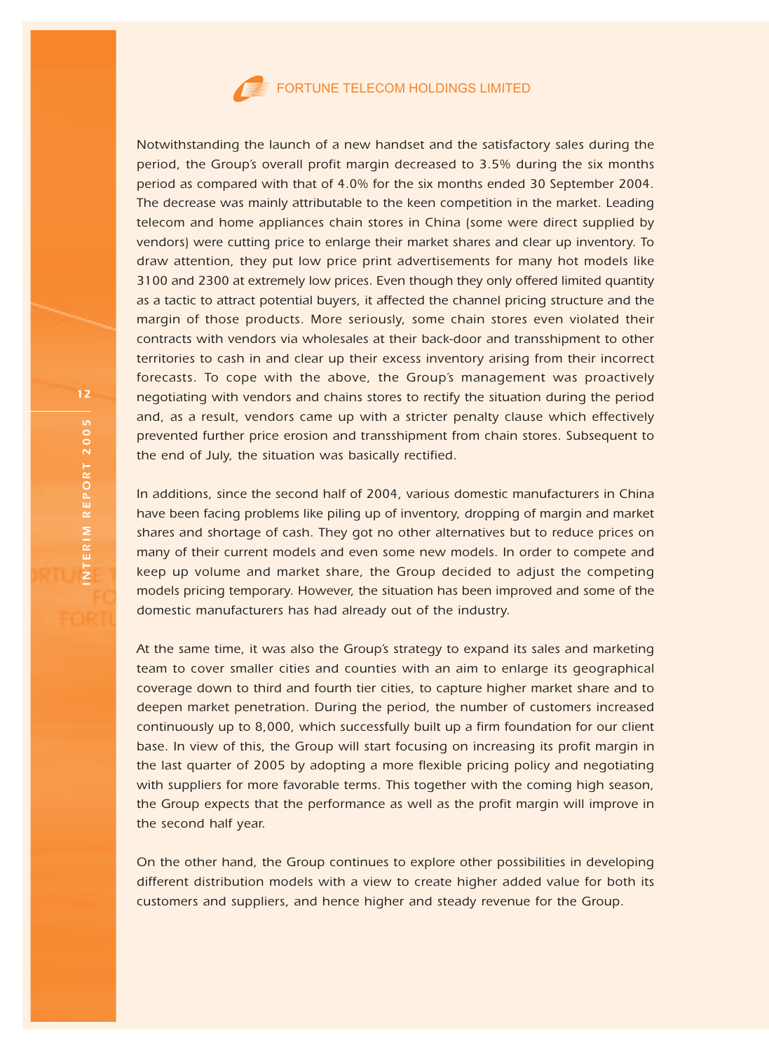Notwithstanding the launch of a new handset and the satisfactory sales during the period, the Group's overall profit margin decreased to 3.5% during the six months period as compared with that of 4.0% for the six months ended 30 September 2004. The decrease was mainly attributable to the keen competition in the market. Leading telecom and home appliances chain stores in China (some were direct supplied by vendors) were cutting price to enlarge their market shares and clear up inventory. To draw attention, they put low price print advertisements for many hot models like 3100 and 2300 at extremely low prices. Even though they only offered limited quantity as a tactic to attract potential buyers, it affected the channel pricing structure and the margin of those products. More seriously, some chain stores even violated their contracts with vendors via wholesales at their back-door and transshipment to other territories to cash in and clear up their excess inventory arising from their incorrect forecasts. To cope with the above, the Group's management was proactively negotiating with vendors and chains stores to rectify the situation during the period and, as a result, vendors came up with a stricter penalty clause which effectively prevented further price erosion and transshipment from chain stores. Subsequent to the end of July, the situation was basically rectified.

In additions, since the second half of 2004, various domestic manufacturers in China have been facing problems like piling up of inventory, dropping of margin and market shares and shortage of cash. They got no other alternatives but to reduce prices on many of their current models and even some new models. In order to compete and keep up volume and market share, the Group decided to adjust the competing models pricing temporary. However, the situation has been improved and some of the domestic manufacturers has had already out of the industry.

At the same time, it was also the Group's strategy to expand its sales and marketing team to cover smaller cities and counties with an aim to enlarge its geographical coverage down to third and fourth tier cities, to capture higher market share and to deepen market penetration. During the period, the number of customers increased continuously up to 8,000, which successfully built up a firm foundation for our client base. In view of this, the Group will start focusing on increasing its profit margin in the last quarter of 2005 by adopting a more flexible pricing policy and negotiating with suppliers for more favorable terms. This together with the coming high season, the Group expects that the performance as well as the profit margin will improve in the second half year.

On the other hand, the Group continues to explore other possibilities in developing different distribution models with a view to create higher added value for both its customers and suppliers, and hence higher and steady revenue for the Group.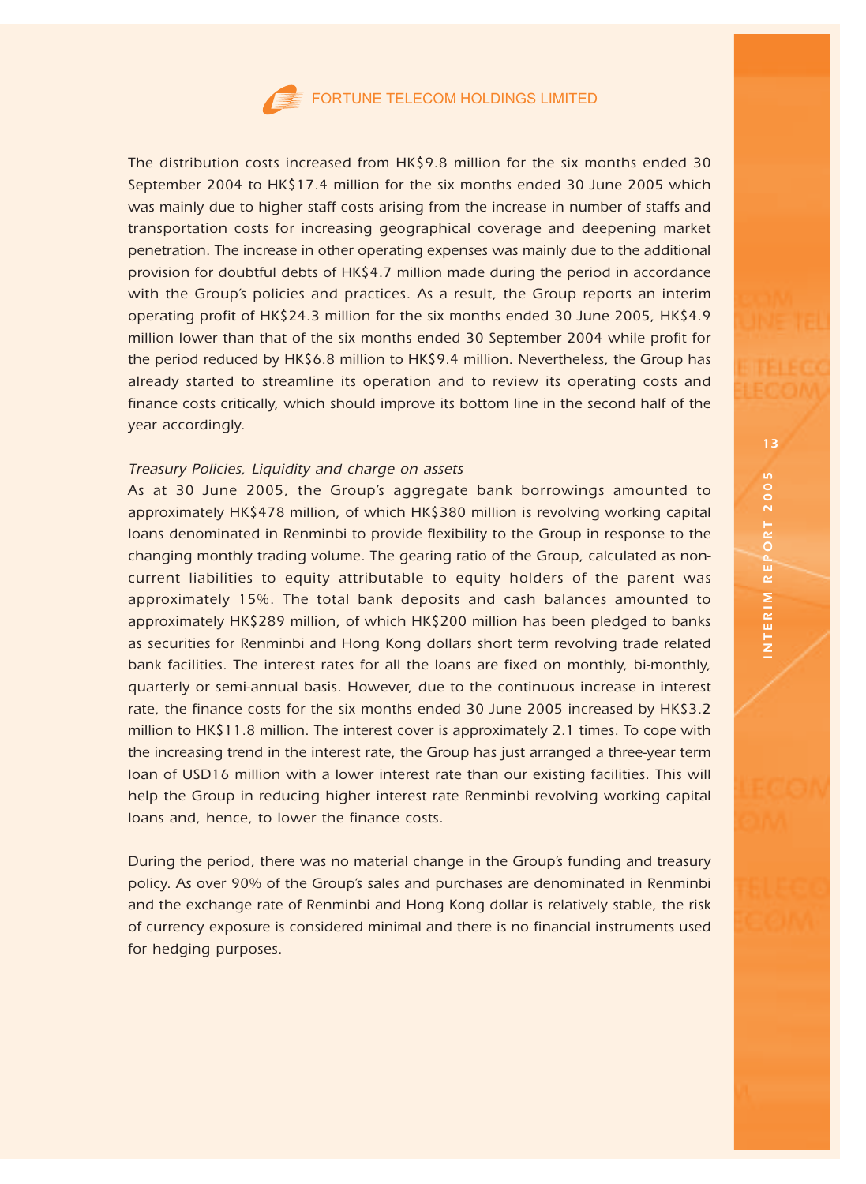The distribution costs increased from HK$9.8 million for the six months ended 30 September 2004 to HK$17.4 million for the six months ended 30 June 2005 which was mainly due to higher staff costs arising from the increase in number of staffs and transportation costs for increasing geographical coverage and deepening market penetration. The increase in other operating expenses was mainly due to the additional provision for doubtful debts of HK$4.7 million made during the period in accordance with the Group's policies and practices. As a result, the Group reports an interim operating profit of HK$24.3 million for the six months ended 30 June 2005, HK$4.9 million lower than that of the six months ended 30 September 2004 while profit for the period reduced by HK$6.8 million to HK$9.4 million. Nevertheless, the Group has already started to streamline its operation and to review its operating costs and finance costs critically, which should improve its bottom line in the second half of the year accordingly.

*Treasury Policies, Liquidity and charge on assets*

As at 30 June 2005, the Group's aggregate bank borrowings amounted to approximately HK$478 million, of which HK$380 million is revolving working capital loans denominated in Renminbi to provide flexibility to the Group in response to the changing monthly trading volume. The gearing ratio of the Group, calculated as non-current liabilities to equity attributable to equity holders of the parent was approximately 15%. The total bank deposits and cash balances amounted to approximately HK$289 million, of which HK$200 million has been pledged to banks as securities for Renminbi and Hong Kong dollars short term revolving trade related bank facilities. The interest rates for all the loans are fixed on monthly, bi-monthly, quarterly or semi-annual basis. However, due to the continuous increase in interest rate, the finance costs for the six months ended 30 June 2005 increased by HK$3.2 million to HK$11.8 million. The interest cover is approximately 2.1 times. To cope with the increasing trend in the interest rate, the Group has just arranged a three-year term loan of USD16 million with a lower interest rate than our existing facilities. This will help the Group in reducing higher interest rate Renminbi revolving working capital loans and, hence, to lower the finance costs.

During the period, there was no material change in the Group's funding and treasury policy. As over 90% of the Group's sales and purchases are denominated in Renminbi and the exchange rate of Renminbi and Hong Kong dollar is relatively stable, the risk of currency exposure is considered minimal and there is no financial instruments used for hedging purposes.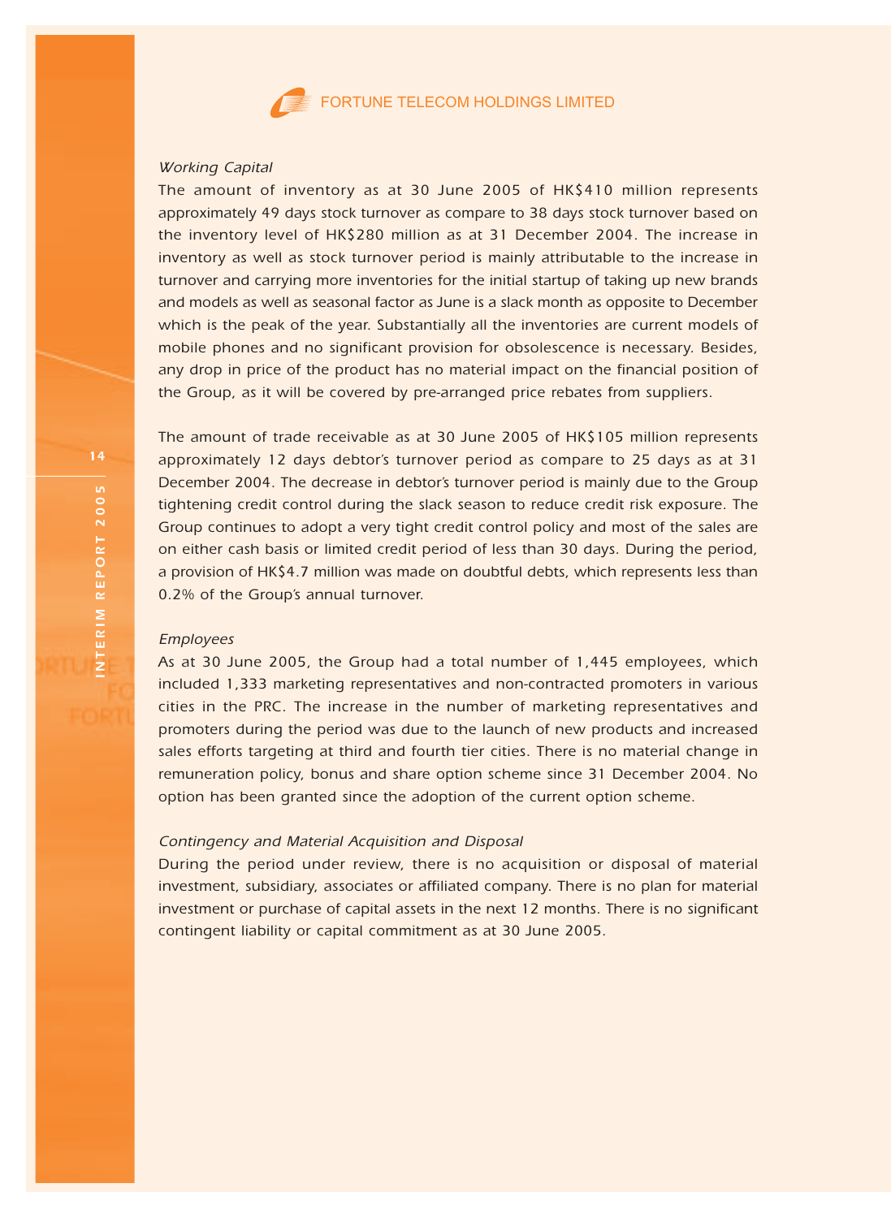*Working Capital*

The amount of inventory as at 30 June 2005 of HK$410 million represents approximately 49 days stock turnover as compare to 38 days stock turnover based on the inventory level of HK$280 million as at 31 December 2004. The increase in inventory as well as stock turnover period is mainly attributable to the increase in turnover and carrying more inventories for the initial startup of taking up new brands and models as well as seasonal factor as June is a slack month as opposite to December which is the peak of the year. Substantially all the inventories are current models of mobile phones and no significant provision for obsolescence is necessary. Besides, any drop in price of the product has no material impact on the financial position of the Group, as it will be covered by pre-arranged price rebates from suppliers.

The amount of trade receivable as at 30 June 2005 of HK$105 million represents approximately 12 days debtor's turnover period as compare to 25 days as at 31 December 2004. The decrease in debtor's turnover period is mainly due to the Group tightening credit control during the slack season to reduce credit risk exposure. The Group continues to adopt a very tight credit control policy and most of the sales are on either cash basis or limited credit period of less than 30 days. During the period, a provision of HK$4.7 million was made on doubtful debts, which represents less than 0.2% of the Group's annual turnover.

*Employees*

As at 30 June 2005, the Group had a total number of 1,445 employees, which included 1,333 marketing representatives and non-contracted promoters in various cities in the PRC. The increase in the number of marketing representatives and promoters during the period was due to the launch of new products and increased sales efforts targeting at third and fourth tier cities. There is no material change in remuneration policy, bonus and share option scheme since 31 December 2004. No option has been granted since the adoption of the current option scheme.

*Contingency and Material Acquisition and Disposal*

During the period under review, there is no acquisition or disposal of material investment, subsidiary, associates or affiliated company. There is no plan for material investment or purchase of capital assets in the next 12 months. There is no significant contingent liability or capital commitment as at 30 June 2005.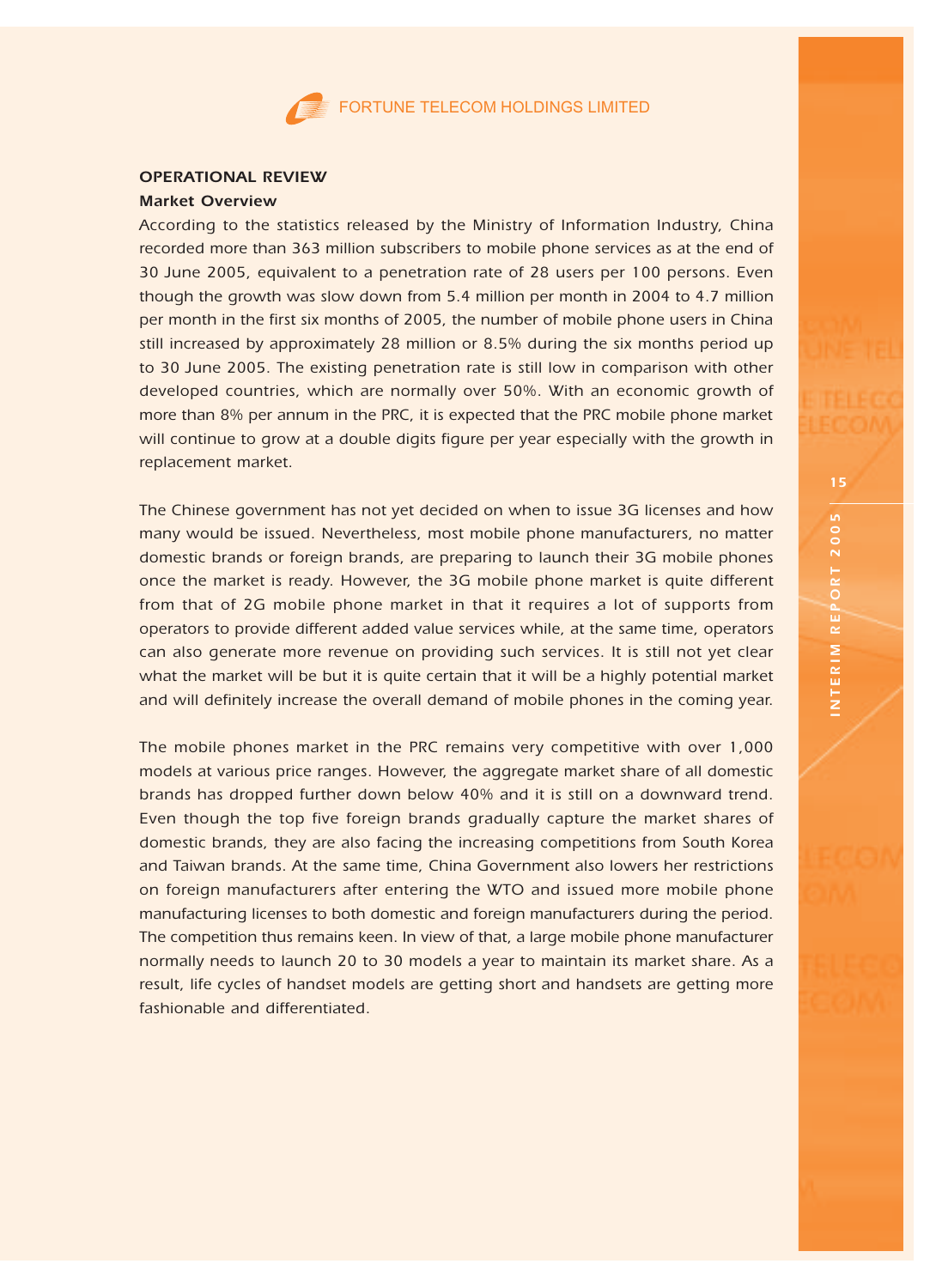## OPERATIONAL REVIEW

### Market Overview

According to the statistics released by the Ministry of Information Industry, China recorded more than 363 million subscribers to mobile phone services as at the end of 30 June 2005, equivalent to a penetration rate of 28 users per 100 persons. Even though the growth was slow down from 5.4 million per month in 2004 to 4.7 million per month in the first six months of 2005, the number of mobile phone users in China still increased by approximately 28 million or 8.5% during the six months period up to 30 June 2005. The existing penetration rate is still low in comparison with other developed countries, which are normally over 50%. With an economic growth of more than 8% per annum in the PRC, it is expected that the PRC mobile phone market will continue to grow at a double digits figure per year especially with the growth in replacement market.

The Chinese government has not yet decided on when to issue 3G licenses and how many would be issued. Nevertheless, most mobile phone manufacturers, no matter domestic brands or foreign brands, are preparing to launch their 3G mobile phones once the market is ready. However, the 3G mobile phone market is quite different from that of 2G mobile phone market in that it requires a lot of supports from operators to provide different added value services while, at the same time, operators can also generate more revenue on providing such services. It is still not yet clear what the market will be but it is quite certain that it will be a highly potential market and will definitely increase the overall demand of mobile phones in the coming year.

The mobile phones market in the PRC remains very competitive with over 1,000 models at various price ranges. However, the aggregate market share of all domestic brands has dropped further down below 40% and it is still on a downward trend. Even though the top five foreign brands gradually capture the market shares of domestic brands, they are also facing the increasing competitions from South Korea and Taiwan brands. At the same time, China Government also lowers her restrictions on foreign manufacturers after entering the WTO and issued more mobile phone manufacturing licenses to both domestic and foreign manufacturers during the period. The competition thus remains keen. In view of that, a large mobile phone manufacturer normally needs to launch 20 to 30 models a year to maintain its market share. As a result, life cycles of handset models are getting short and handsets are getting more fashionable and differentiated.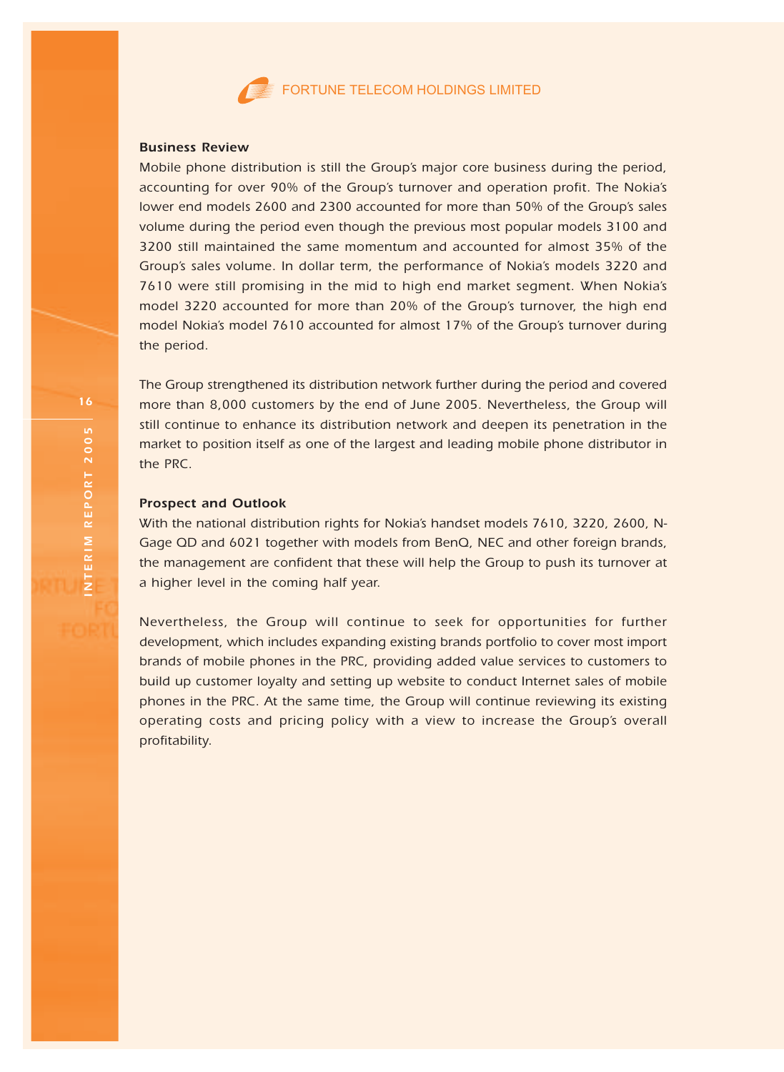### Business Review

Mobile phone distribution is still the Group's major core business during the period, accounting for over 90% of the Group's turnover and operation profit. The Nokia's lower end models 2600 and 2300 accounted for more than 50% of the Group's sales volume during the period even though the previous most popular models 3100 and 3200 still maintained the same momentum and accounted for almost 35% of the Group's sales volume. In dollar term, the performance of Nokia's models 3220 and 7610 were still promising in the mid to high end market segment. When Nokia's model 3220 accounted for more than 20% of the Group's turnover, the high end model Nokia's model 7610 accounted for almost 17% of the Group's turnover during the period.

The Group strengthened its distribution network further during the period and covered more than 8,000 customers by the end of June 2005. Nevertheless, the Group will still continue to enhance its distribution network and deepen its penetration in the market to position itself as one of the largest and leading mobile phone distributor in the PRC.

### Prospect and Outlook

With the national distribution rights for Nokia's handset models 7610, 3220, 2600, N-Gage QD and 6021 together with models from BenQ, NEC and other foreign brands, the management are confident that these will help the Group to push its turnover at a higher level in the coming half year.

Nevertheless, the Group will continue to seek for opportunities for further development, which includes expanding existing brands portfolio to cover most import brands of mobile phones in the PRC, providing added value services to customers to build up customer loyalty and setting up website to conduct Internet sales of mobile phones in the PRC. At the same time, the Group will continue reviewing its existing operating costs and pricing policy with a view to increase the Group's overall profitability.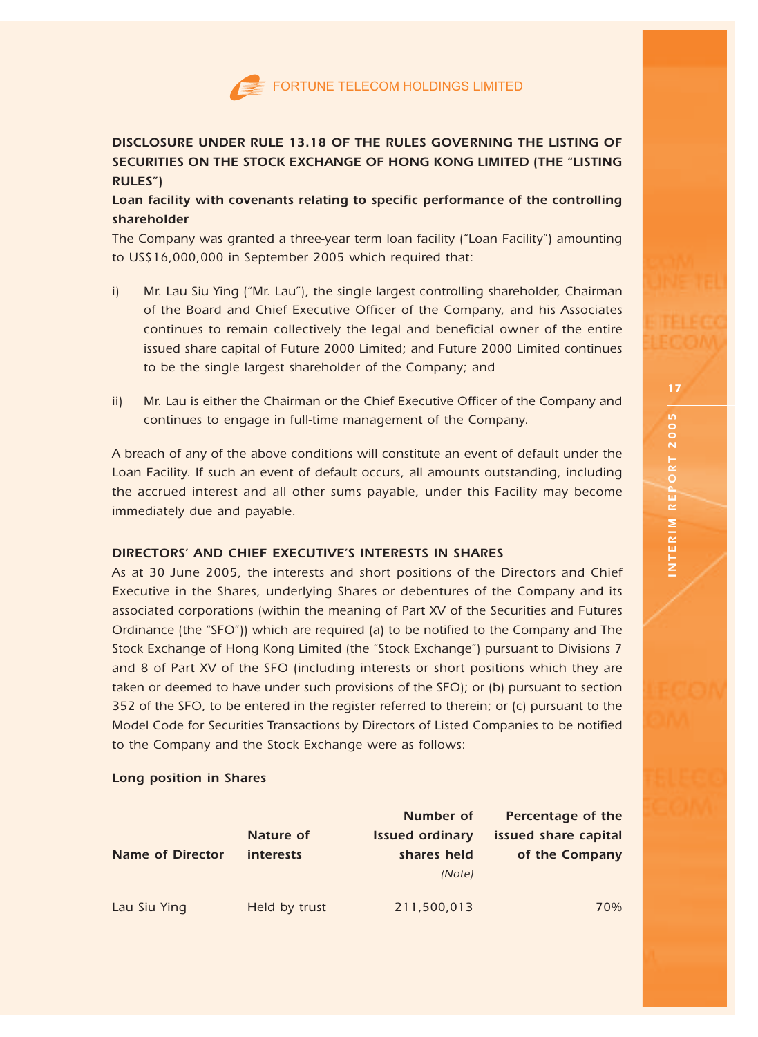## DISCLOSURE UNDER RULE 13.18 OF THE RULES GOVERNING THE LISTING OF SECURITIES ON THE STOCK EXCHANGE OF HONG KONG LIMITED (THE "LISTING RULES")

### Loan facility with covenants relating to specific performance of the controlling shareholder

The Company was granted a three-year term loan facility ("Loan Facility") amounting to US$16,000,000 in September 2005 which required that:

i) Mr. Lau Siu Ying ("Mr. Lau"), the single largest controlling shareholder, Chairman of the Board and Chief Executive Officer of the Company, and his Associates continues to remain collectively the legal and beneficial owner of the entire issued share capital of Future 2000 Limited; and Future 2000 Limited continues to be the single largest shareholder of the Company; and

ii) Mr. Lau is either the Chairman or the Chief Executive Officer of the Company and continues to engage in full-time management of the Company.

A breach of any of the above conditions will constitute an event of default under the Loan Facility. If such an event of default occurs, all amounts outstanding, including the accrued interest and all other sums payable, under this Facility may become immediately due and payable.

## DIRECTORS' AND CHIEF EXECUTIVE'S INTERESTS IN SHARES

As at 30 June 2005, the interests and short positions of the Directors and Chief Executive in the Shares, underlying Shares or debentures of the Company and its associated corporations (within the meaning of Part XV of the Securities and Futures Ordinance (the "SFO")) which are required (a) to be notified to the Company and The Stock Exchange of Hong Kong Limited (the "Stock Exchange") pursuant to Divisions 7 and 8 of Part XV of the SFO (including interests or short positions which they are taken or deemed to have under such provisions of the SFO); or (b) pursuant to section 352 of the SFO, to be entered in the register referred to therein; or (c) pursuant to the Model Code for Securities Transactions by Directors of Listed Companies to be notified to the Company and the Stock Exchange were as follows:

### Long position in Shares

| Name of Director | Nature of interests | Number of Issued ordinary shares held *(Note)* | Percentage of the issued share capital of the Company |
|---|---|---|---|
| Lau Siu Ying | Held by trust | 211,500,013 | 70% |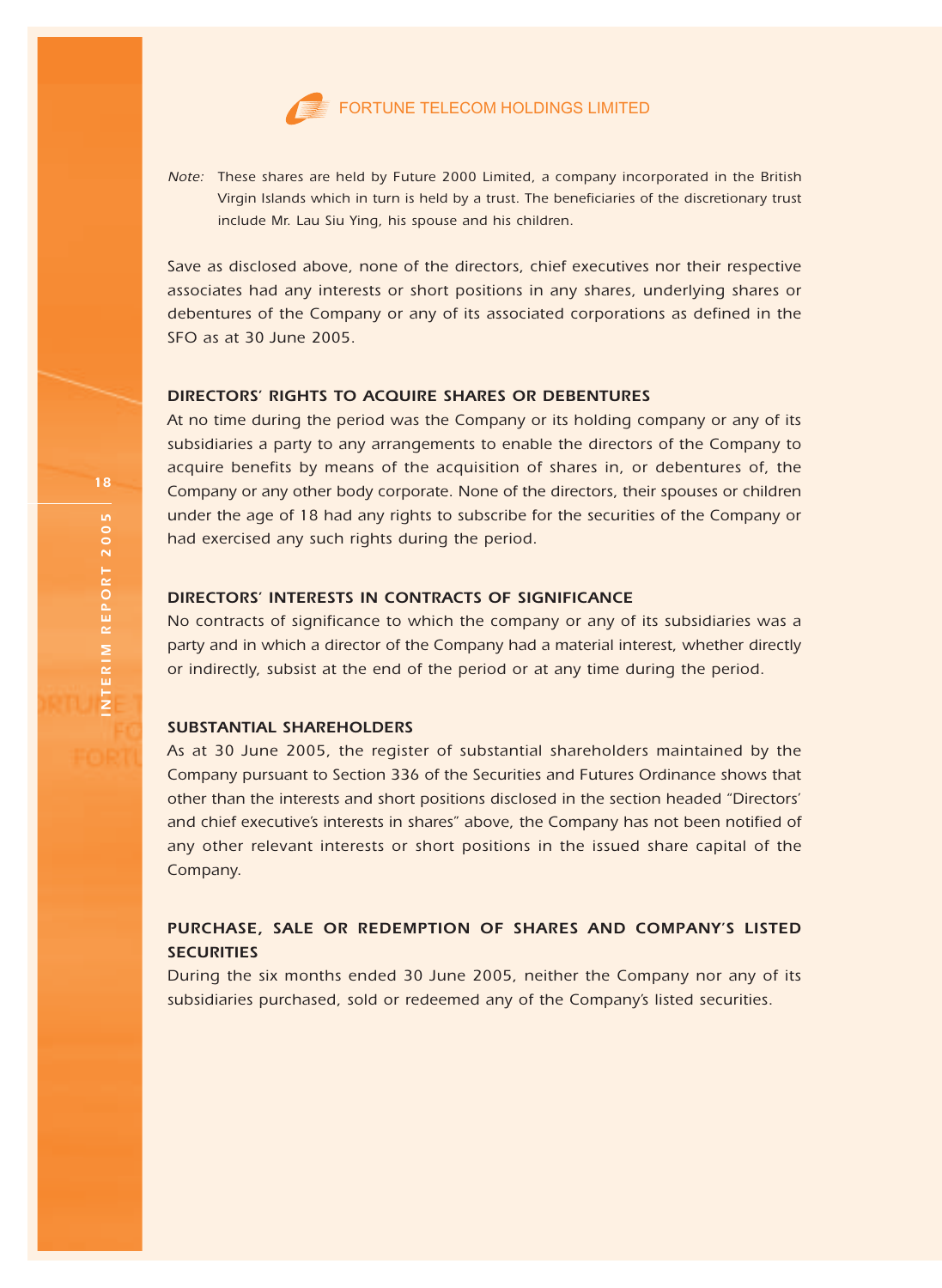*Note:* These shares are held by Future 2000 Limited, a company incorporated in the British Virgin Islands which in turn is held by a trust. The beneficiaries of the discretionary trust include Mr. Lau Siu Ying, his spouse and his children.

Save as disclosed above, none of the directors, chief executives nor their respective associates had any interests or short positions in any shares, underlying shares or debentures of the Company or any of its associated corporations as defined in the SFO as at 30 June 2005.

## DIRECTORS' RIGHTS TO ACQUIRE SHARES OR DEBENTURES

At no time during the period was the Company or its holding company or any of its subsidiaries a party to any arrangements to enable the directors of the Company to acquire benefits by means of the acquisition of shares in, or debentures of, the Company or any other body corporate. None of the directors, their spouses or children under the age of 18 had any rights to subscribe for the securities of the Company or had exercised any such rights during the period.

## DIRECTORS' INTERESTS IN CONTRACTS OF SIGNIFICANCE

No contracts of significance to which the company or any of its subsidiaries was a party and in which a director of the Company had a material interest, whether directly or indirectly, subsist at the end of the period or at any time during the period.

## SUBSTANTIAL SHAREHOLDERS

As at 30 June 2005, the register of substantial shareholders maintained by the Company pursuant to Section 336 of the Securities and Futures Ordinance shows that other than the interests and short positions disclosed in the section headed "Directors' and chief executive's interests in shares" above, the Company has not been notified of any other relevant interests or short positions in the issued share capital of the Company.

## PURCHASE, SALE OR REDEMPTION OF SHARES AND COMPANY'S LISTED SECURITIES

During the six months ended 30 June 2005, neither the Company nor any of its subsidiaries purchased, sold or redeemed any of the Company's listed securities.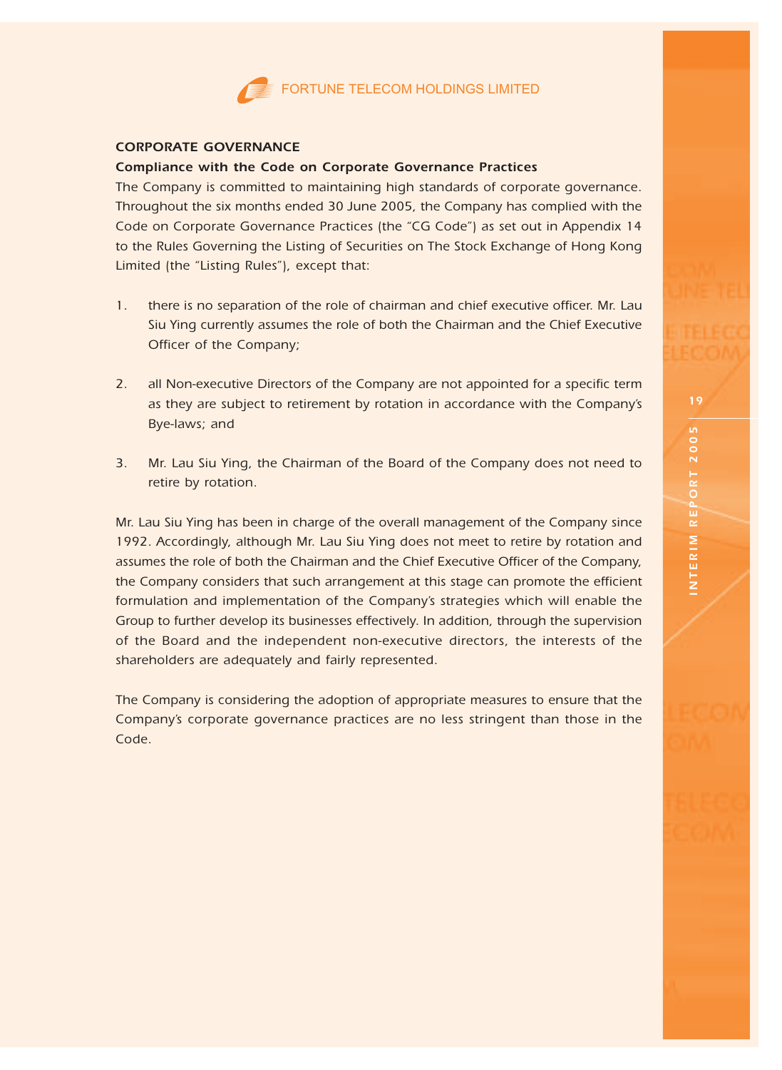## CORPORATE GOVERNANCE

### Compliance with the Code on Corporate Governance Practices

*The Company is committed to maintaining high standards of corporate governance. Throughout the six months ended 30 June 2005, the Company has complied with the Code on Corporate Governance Practices (the "CG Code") as set out in Appendix 14 to the Rules Governing the Listing of Securities on The Stock Exchange of Hong Kong Limited (the "Listing Rules"), except that:*

1. *there is no separation of the role of chairman and chief executive officer. Mr. Lau Siu Ying currently assumes the role of both the Chairman and the Chief Executive Officer of the Company;*
2. *all Non-executive Directors of the Company are not appointed for a specific term as they are subject to retirement by rotation in accordance with the Company's Bye-laws; and*
3. *Mr. Lau Siu Ying, the Chairman of the Board of the Company does not need to retire by rotation.*

*Mr. Lau Siu Ying has been in charge of the overall management of the Company since 1992. Accordingly, although Mr. Lau Siu Ying does not meet to retire by rotation and assumes the role of both the Chairman and the Chief Executive Officer of the Company, the Company considers that such arrangement at this stage can promote the efficient formulation and implementation of the Company's strategies which will enable the Group to further develop its businesses effectively. In addition, through the supervision of the Board and the independent non-executive directors, the interests of the shareholders are adequately and fairly represented.*

*The Company is considering the adoption of appropriate measures to ensure that the Company's corporate governance practices are no less stringent than those in the Code.*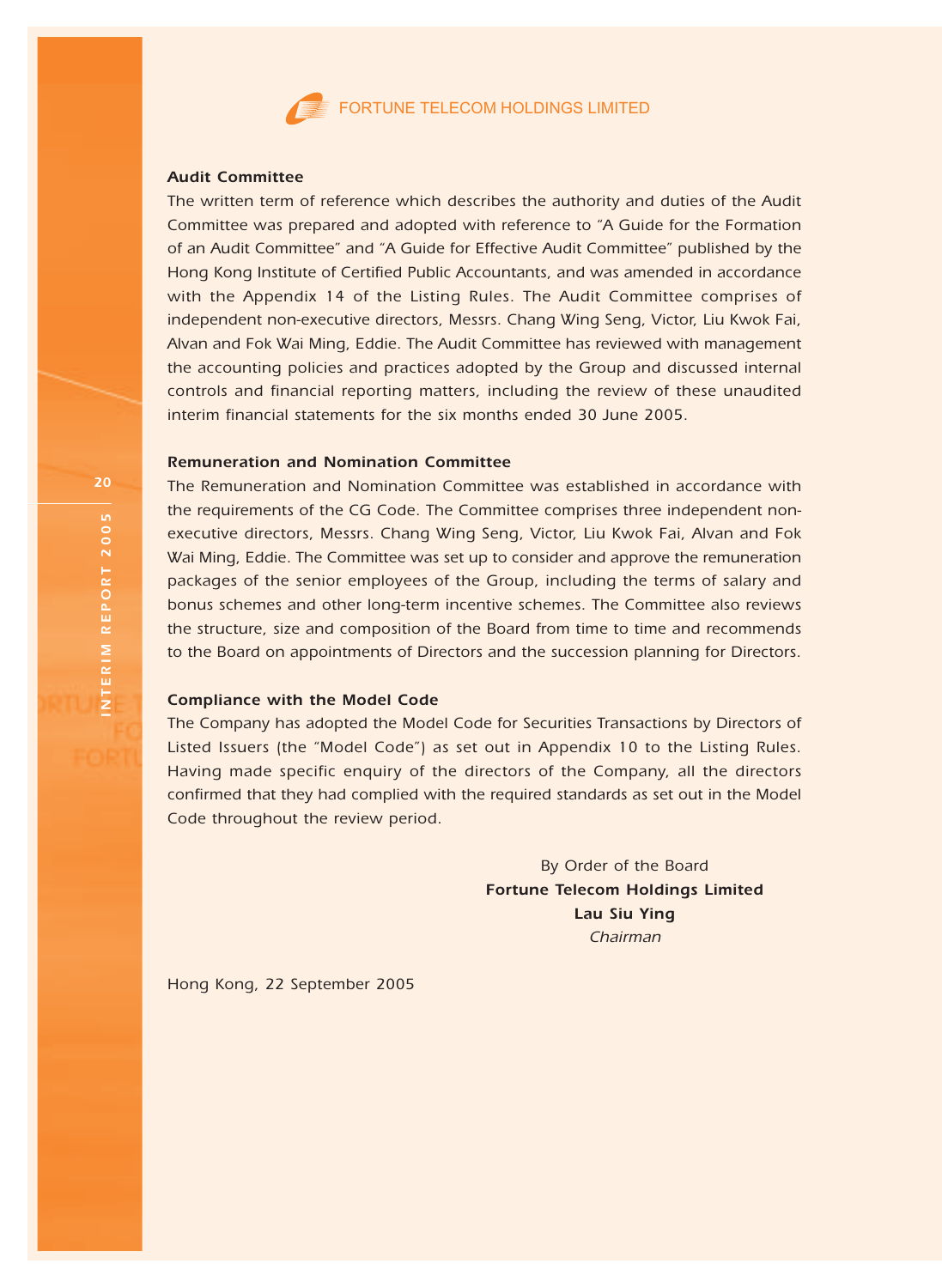### Audit Committee

The written term of reference which describes the authority and duties of the Audit Committee was prepared and adopted with reference to "A Guide for the Formation of an Audit Committee" and "A Guide for Effective Audit Committee" published by the Hong Kong Institute of Certified Public Accountants, and was amended in accordance with the Appendix 14 of the Listing Rules. The Audit Committee comprises of independent non-executive directors, Messrs. Chang Wing Seng, Victor, Liu Kwok Fai, Alvan and Fok Wai Ming, Eddie. The Audit Committee has reviewed with management the accounting policies and practices adopted by the Group and discussed internal controls and financial reporting matters, including the review of these unaudited interim financial statements for the six months ended 30 June 2005.

### Remuneration and Nomination Committee

The Remuneration and Nomination Committee was established in accordance with the requirements of the CG Code. The Committee comprises three independent non-executive directors, Messrs. Chang Wing Seng, Victor, Liu Kwok Fai, Alvan and Fok Wai Ming, Eddie. The Committee was set up to consider and approve the remuneration packages of the senior employees of the Group, including the terms of salary and bonus schemes and other long-term incentive schemes. The Committee also reviews the structure, size and composition of the Board from time to time and recommends to the Board on appointments of Directors and the succession planning for Directors.

### Compliance with the Model Code

The Company has adopted the Model Code for Securities Transactions by Directors of Listed Issuers (the "Model Code") as set out in Appendix 10 to the Listing Rules. Having made specific enquiry of the directors of the Company, all the directors confirmed that they had complied with the required standards as set out in the Model Code throughout the review period.

By Order of the Board
**Fortune Telecom Holdings Limited**
**Lau Siu Ying**
*Chairman*

Hong Kong, 22 September 2005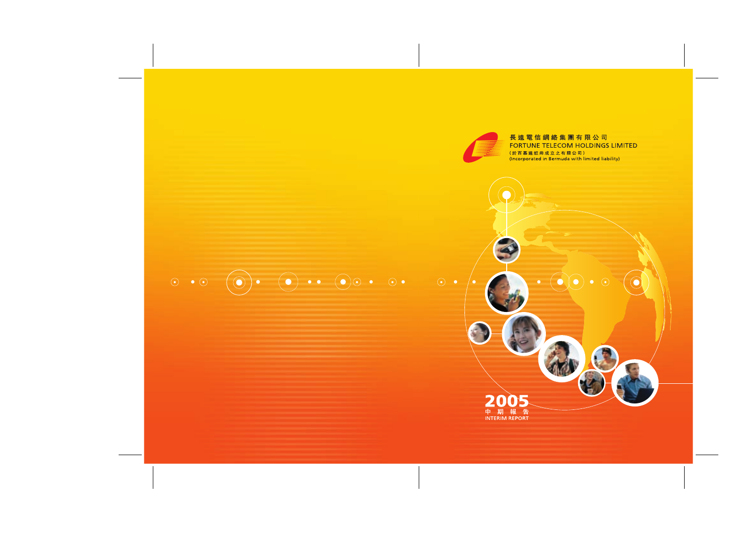長遠電信網絡集團有限公司

FORTUNE TELECOM HOLDINGS LIMITED

(於百慕達註冊成立之有限公司)

(Incorporated in Bermuda with limited liability)

2005

中期報告

INTERIM REPORT